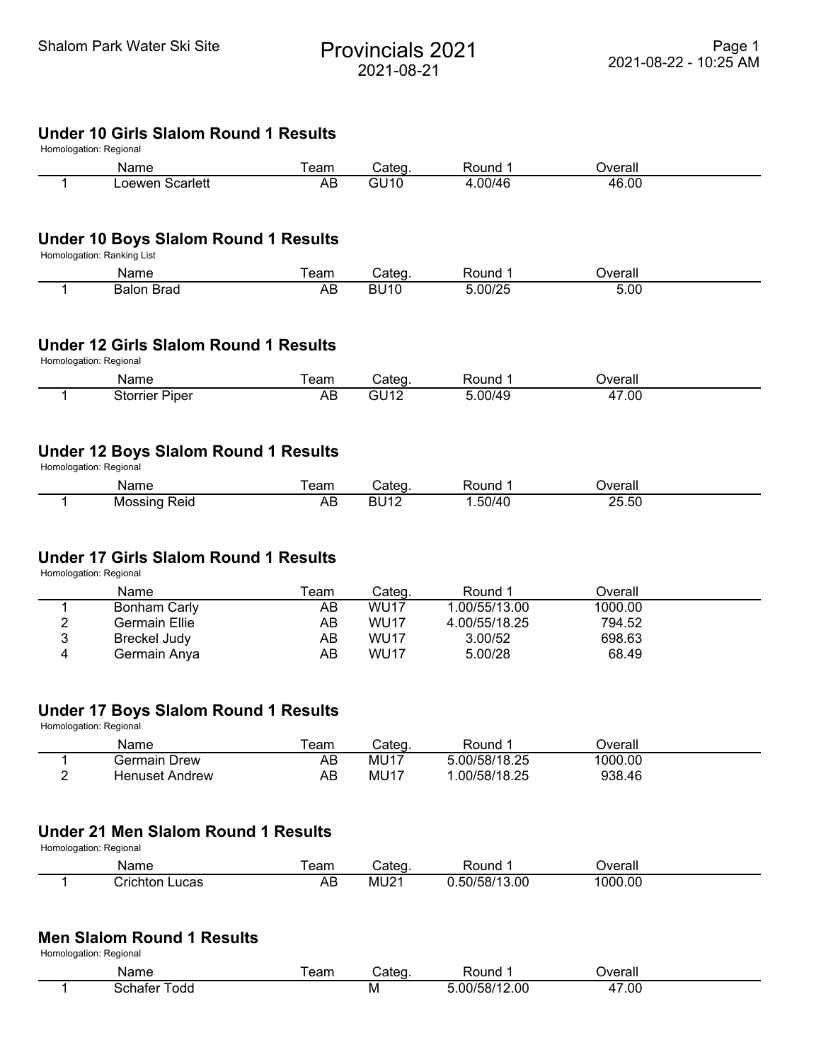Shalom Park Water Ski Site

# Provincials 2021

2021-08-21

2021-08-22 - 10:25 AM

## Under 10 Girls Slalom Round 1 Results

Homologation: Regional

| | Name | Team | Categ. | Round 1 | Overall |
|---|---|---|---|---|---|
| 1 | Loewen Scarlett | AB | GU10 | 4.00/46 | 46.00 |

## Under 10 Boys Slalom Round 1 Results

Homologation: Ranking List

| | Name | Team | Categ. | Round 1 | Overall |
|---|---|---|---|---|---|
| 1 | Balon Brad | AB | BU10 | 5.00/25 | 5.00 |

## Under 12 Girls Slalom Round 1 Results

Homologation: Regional

| | Name | Team | Categ. | Round 1 | Overall |
|---|---|---|---|---|---|
| 1 | Storrier Piper | AB | GU12 | 5.00/49 | 47.00 |

## Under 12 Boys Slalom Round 1 Results

Homologation: Regional

| | Name | Team | Categ. | Round 1 | Overall |
|---|---|---|---|---|---|
| 1 | Mossing Reid | AB | BU12 | 1.50/40 | 25.50 |

## Under 17 Girls Slalom Round 1 Results

Homologation: Regional

| | Name | Team | Categ. | Round 1 | Overall |
|---|---|---|---|---|---|
| 1 | Bonham Carly | AB | WU17 | 1.00/55/13.00 | 1000.00 |
| 2 | Germain Ellie | AB | WU17 | 4.00/55/18.25 | 794.52 |
| 3 | Breckel Judy | AB | WU17 | 3.00/52 | 698.63 |
| 4 | Germain Anya | AB | WU17 | 5.00/28 | 68.49 |

## Under 17 Boys Slalom Round 1 Results

Homologation: Regional

| | Name | Team | Categ. | Round 1 | Overall |
|---|---|---|---|---|---|
| 1 | Germain Drew | AB | MU17 | 5.00/58/18.25 | 1000.00 |
| 2 | Henuset Andrew | AB | MU17 | 1.00/58/18.25 | 938.46 |

## Under 21 Men Slalom Round 1 Results

Homologation: Regional

| | Name | Team | Categ. | Round 1 | Overall |
|---|---|---|---|---|---|
| 1 | Crichton Lucas | AB | MU21 | 0.50/58/13.00 | 1000.00 |

## Men Slalom Round 1 Results

Homologation: Regional

| | Name | Team | Categ. | Round 1 | Overall |
|---|---|---|---|---|---|
| 1 | Schafer Todd | | M | 5.00/58/12.00 | 47.00 |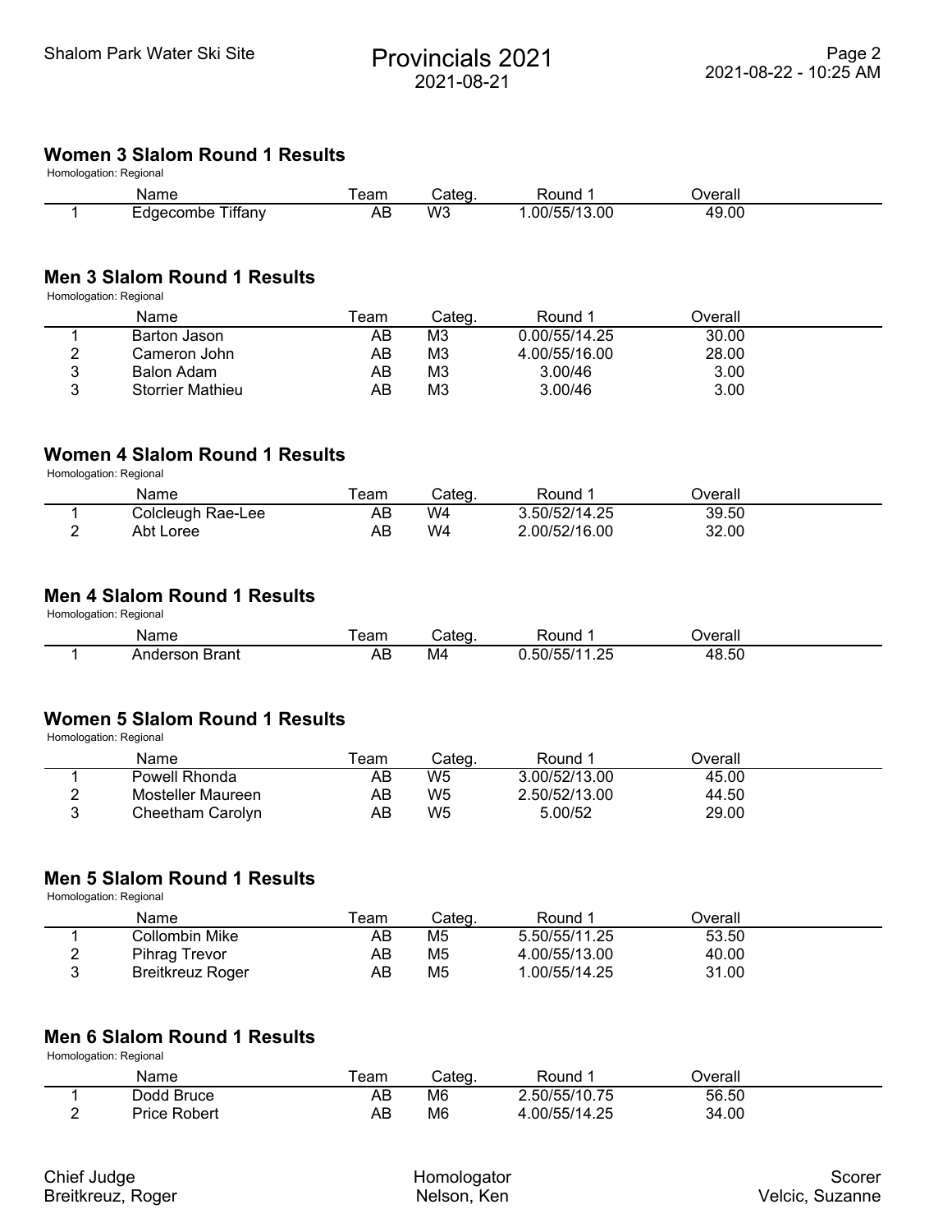## Women 3 Slalom Round 1 Results

Homologation: Regional

| | Name | Team | Categ. | Round 1 | Overall |
|---|---|---|---|---|---|
| 1 | Edgecombe Tiffany | AB | W3 | 1.00/55/13.00 | 49.00 |

## Men 3 Slalom Round 1 Results

Homologation: Regional

| | Name | Team | Categ. | Round 1 | Overall |
|---|---|---|---|---|---|
| 1 | Barton Jason | AB | M3 | 0.00/55/14.25 | 30.00 |
| 2 | Cameron John | AB | M3 | 4.00/55/16.00 | 28.00 |
| 3 | Balon Adam | AB | M3 | 3.00/46 | 3.00 |
| 3 | Storrier Mathieu | AB | M3 | 3.00/46 | 3.00 |

## Women 4 Slalom Round 1 Results

Homologation: Regional

| | Name | Team | Categ. | Round 1 | Overall |
|---|---|---|---|---|---|
| 1 | Colcleugh Rae-Lee | AB | W4 | 3.50/52/14.25 | 39.50 |
| 2 | Abt Loree | AB | W4 | 2.00/52/16.00 | 32.00 |

## Men 4 Slalom Round 1 Results

Homologation: Regional

| | Name | Team | Categ. | Round 1 | Overall |
|---|---|---|---|---|---|
| 1 | Anderson Brant | AB | M4 | 0.50/55/11.25 | 48.50 |

## Women 5 Slalom Round 1 Results

Homologation: Regional

| | Name | Team | Categ. | Round 1 | Overall |
|---|---|---|---|---|---|
| 1 | Powell Rhonda | AB | W5 | 3.00/52/13.00 | 45.00 |
| 2 | Mosteller Maureen | AB | W5 | 2.50/52/13.00 | 44.50 |
| 3 | Cheetham Carolyn | AB | W5 | 5.00/52 | 29.00 |

## Men 5 Slalom Round 1 Results

Homologation: Regional

| | Name | Team | Categ. | Round 1 | Overall |
|---|---|---|---|---|---|
| 1 | Collombin Mike | AB | M5 | 5.50/55/11.25 | 53.50 |
| 2 | Pihrag Trevor | AB | M5 | 4.00/55/13.00 | 40.00 |
| 3 | Breitkreuz Roger | AB | M5 | 1.00/55/14.25 | 31.00 |

## Men 6 Slalom Round 1 Results

Homologation: Regional

| | Name | Team | Categ. | Round 1 | Overall |
|---|---|---|---|---|---|
| 1 | Dodd Bruce | AB | M6 | 2.50/55/10.75 | 56.50 |
| 2 | Price Robert | AB | M6 | 4.00/55/14.25 | 34.00 |